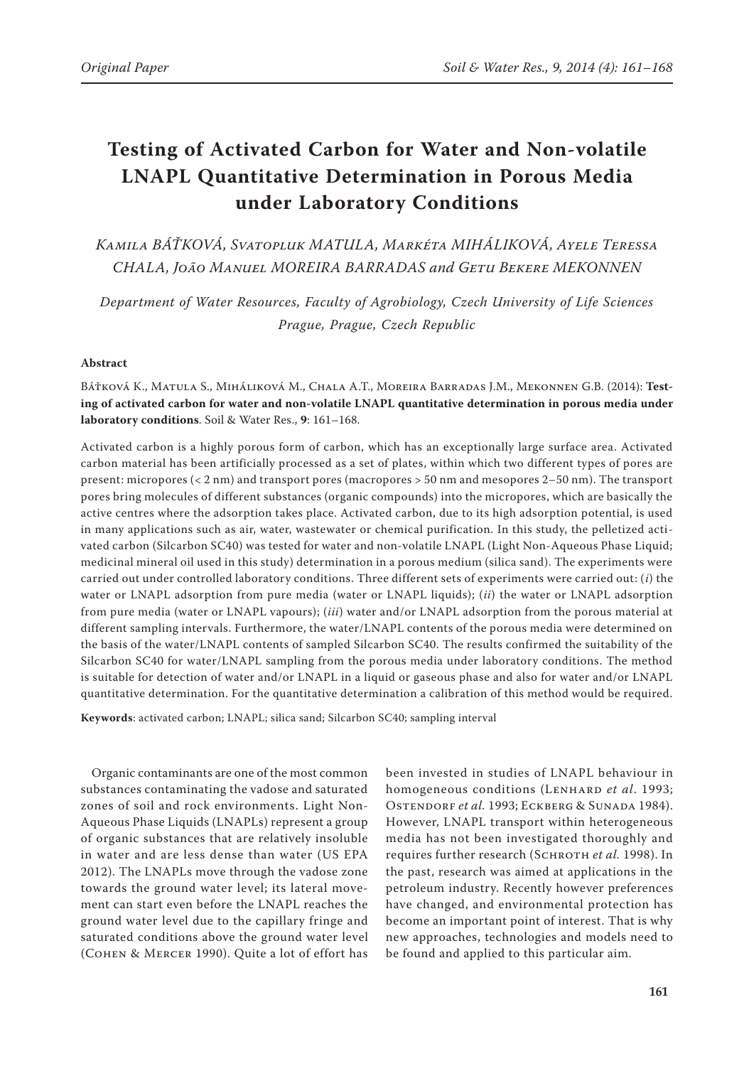Original Paper

# Testing of Activated Carbon for Water and Non-volatile LNAPL Quantitative Determination in Porous Media under Laboratory Conditions

*Kamila BÁŤKOVÁ, Svatopluk MATULA, Markéta MIHÁLIKOVÁ, Ayele Teressa CHALA, João Manuel MOREIRA BARRADAS and Getu Bekere MEKONNEN*

*Department of Water Resources, Faculty of Agrobiology, Czech University of Life Sciences Prague, Prague, Czech Republic*

## Abstract

Báťková K., Matula S., Miháliková M., Chala A.T., Moreira Barradas J.M., Mekonnen G.B. (2014): **Testing of activated carbon for water and non-volatile LNAPL quantitative determination in porous media under laboratory conditions**. Soil & Water Res., **9**: 161–168.

Activated carbon is a highly porous form of carbon, which has an exceptionally large surface area. Activated carbon material has been artificially processed as a set of plates, within which two different types of pores are present: micropores (< 2 nm) and transport pores (macropores > 50 nm and mesopores 2–50 nm). The transport pores bring molecules of different substances (organic compounds) into the micropores, which are basically the active centres where the adsorption takes place. Activated carbon, due to its high adsorption potential, is used in many applications such as air, water, wastewater or chemical purification. In this study, the pelletized activated carbon (Silcarbon SC40) was tested for water and non-volatile LNAPL (Light Non-Aqueous Phase Liquid; medicinal mineral oil used in this study) determination in a porous medium (silica sand). The experiments were carried out under controlled laboratory conditions. Three different sets of experiments were carried out: (*i*) the water or LNAPL adsorption from pure media (water or LNAPL liquids); (*ii*) the water or LNAPL adsorption from pure media (water or LNAPL vapours); (*iii*) water and/or LNAPL adsorption from the porous material at different sampling intervals. Furthermore, the water/LNAPL contents of the porous media were determined on the basis of the water/LNAPL contents of sampled Silcarbon SC40. The results confirmed the suitability of the Silcarbon SC40 for water/LNAPL sampling from the porous media under laboratory conditions. The method is suitable for detection of water and/or LNAPL in a liquid or gaseous phase and also for water and/or LNAPL quantitative determination. For the quantitative determination a calibration of this method would be required.

**Keywords**: activated carbon; LNAPL; silica sand; Silcarbon SC40; sampling interval

Organic contaminants are one of the most common substances contaminating the vadose and saturated zones of soil and rock environments. Light Non-Aqueous Phase Liquids (LNAPLs) represent a group of organic substances that are relatively insoluble in water and are less dense than water (US EPA 2012). The LNAPLs move through the vadose zone towards the ground water level; its lateral movement can start even before the LNAPL reaches the ground water level due to the capillary fringe and saturated conditions above the ground water level (Cohen & Mercer 1990). Quite a lot of effort has been invested in studies of LNAPL behaviour in homogeneous conditions (Lenhard *et al*. 1993; Ostendorf *et al.* 1993; Eckberg & Sunada 1984). However, LNAPL transport within heterogeneous media has not been investigated thoroughly and requires further research (Schroth *et al.* 1998). In the past, research was aimed at applications in the petroleum industry. Recently however preferences have changed, and environmental protection has become an important point of interest. That is why new approaches, technologies and models need to be found and applied to this particular aim.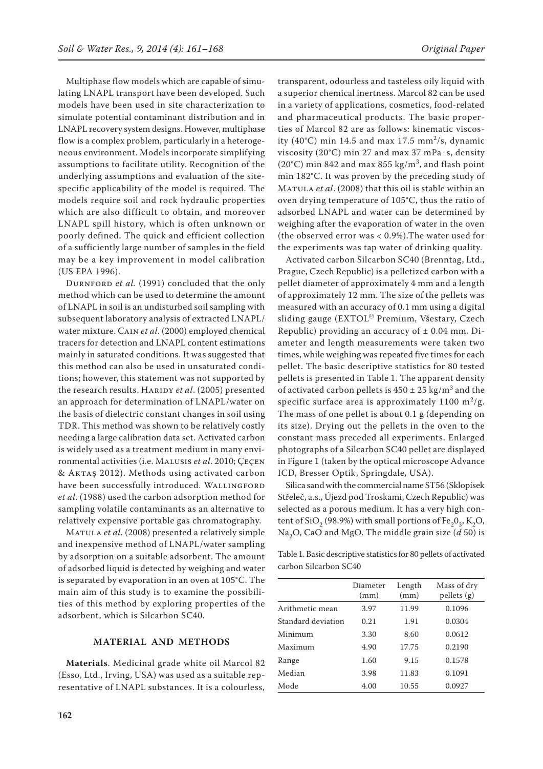Multiphase flow models which are capable of simulating LNAPL transport have been developed. Such models have been used in site characterization to simulate potential contaminant distribution and in LNAPL recovery system designs. However, multiphase flow is a complex problem, particularly in a heterogeneous environment. Models incorporate simplifying assumptions to facilitate utility. Recognition of the underlying assumptions and evaluation of the site-specific applicability of the model is required. The models require soil and rock hydraulic properties which are also difficult to obtain, and moreover LNAPL spill history, which is often unknown or poorly defined. The quick and efficient collection of a sufficiently large number of samples in the field may be a key improvement in model calibration (US EPA 1996).

Durnford *et al.* (1991) concluded that the only method which can be used to determine the amount of LNAPL in soil is an undisturbed soil sampling with subsequent laboratory analysis of extracted LNAPL/water mixture. Cain *et al*. (2000) employed chemical tracers for detection and LNAPL content estimations mainly in saturated conditions. It was suggested that this method can also be used in unsaturated conditions; however, this statement was not supported by the research results. Haridy *et al*. (2005) presented an approach for determination of LNAPL/water on the basis of dielectric constant changes in soil using TDR. This method was shown to be relatively costly needing a large calibration data set. Activated carbon is widely used as a treatment medium in many environmental activities (i.e. Malusis *et al*. 2010; Çeçen & Aktaş 2012). Methods using activated carbon have been successfully introduced. Wallingford *et al*. (1988) used the carbon adsorption method for sampling volatile contaminants as an alternative to relatively expensive portable gas chromatography.

Matula *et al*. (2008) presented a relatively simple and inexpensive method of LNAPL/water sampling by adsorption on a suitable adsorbent. The amount of adsorbed liquid is detected by weighing and water is separated by evaporation in an oven at 105°C. The main aim of this study is to examine the possibilities of this method by exploring properties of the adsorbent, which is Silcarbon SC40.

## MATERIAL AND METHODS

**Materials**. Medicinal grade white oil Marcol 82 (Esso, Ltd., Irving, USA) was used as a suitable representative of LNAPL substances. It is a colourless, transparent, odourless and tasteless oily liquid with a superior chemical inertness. Marcol 82 can be used in a variety of applications, cosmetics, food-related and pharmaceutical products. The basic properties of Marcol 82 are as follows: kinematic viscosity (40°C) min 14.5 and max 17.5 $mm^2/s$, dynamic viscosity (20°C) min 27 and max 37 $mPa \cdot s$, density (20°C) min 842 and max 855 $kg/m^3$, and flash point min 182°C. It was proven by the preceding study of Matula *et al*. (2008) that this oil is stable within an oven drying temperature of 105°C, thus the ratio of adsorbed LNAPL and water can be determined by weighing after the evaporation of water in the oven (the observed error was < 0.9%).The water used for the experiments was tap water of drinking quality.

Activated carbon Silcarbon SC40 (Brenntag, Ltd., Prague, Czech Republic) is a pelletized carbon with a pellet diameter of approximately 4 mm and a length of approximately 12 mm. The size of the pellets was measured with an accuracy of 0.1 mm using a digital sliding gauge (EXTOL® Premium, Všestary, Czech Republic) providing an accuracy of ± 0.04 mm. Diameter and length measurements were taken two times, while weighing was repeated five times for each pellet. The basic descriptive statistics for 80 tested pellets is presented in Table 1. The apparent density of activated carbon pellets is $450 \pm 25$ $kg/m^3$ and the specific surface area is approximately 1100 $m^2/g$. The mass of one pellet is about 0.1 g (depending on its size). Drying out the pellets in the oven to the constant mass preceded all experiments. Enlarged photographs of a Silcarbon SC40 pellet are displayed in Figure 1 (taken by the optical microscope Advance ICD, Bresser Optik, Springdale, USA).

Silica sand with the commercial name ST56 (Sklopísek Střeleč, a.s., Újezd pod Troskami, Czech Republic) was selected as a porous medium. It has a very high content of $SiO_2$ (98.9%) with small portions of $Fe_2O_3$, $K_2O$, $Na_2O$, CaO and MgO. The middle grain size ($d$ 50) is

Table 1. Basic descriptive statistics for 80 pellets of activated carbon Silcarbon SC40

| | Diameter (mm) | Length (mm) | Mass of dry pellets (g) |
|---|---|---|---|
| Arithmetic mean | 3.97 | 11.99 | 0.1096 |
| Standard deviation | 0.21 | 1.91 | 0.0304 |
| Minimum | 3.30 | 8.60 | 0.0612 |
| Maximum | 4.90 | 17.75 | 0.2190 |
| Range | 1.60 | 9.15 | 0.1578 |
| Median | 3.98 | 11.83 | 0.1091 |
| Mode | 4.00 | 10.55 | 0.0927 |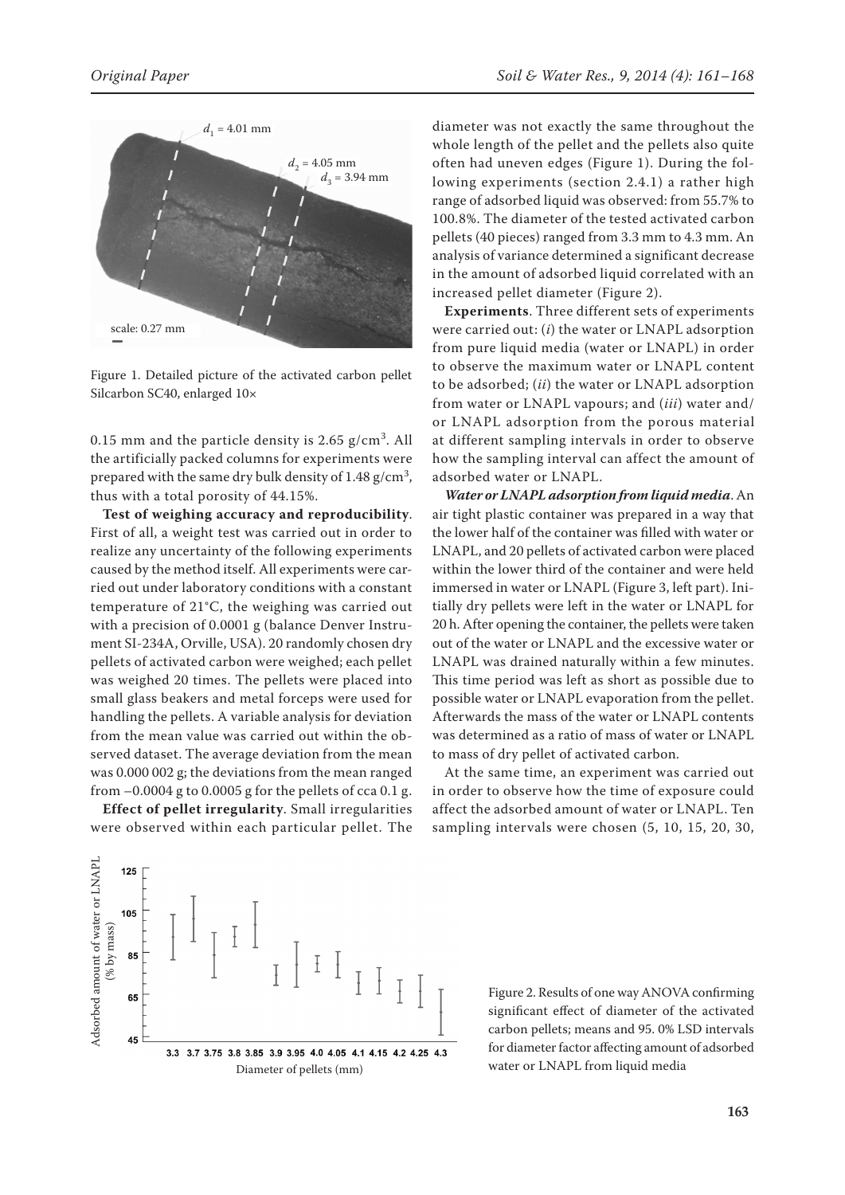Figure 1. Detailed picture of the activated carbon pellet Silcarbon SC40, enlarged 10×

0.15 mm and the particle density is 2.65 g/cm$^3$. All the artificially packed columns for experiments were prepared with the same dry bulk density of 1.48 g/cm$^3$, thus with a total porosity of 44.15%.

**Test of weighing accuracy and reproducibility**. First of all, a weight test was carried out in order to realize any uncertainty of the following experiments caused by the method itself. All experiments were carried out under laboratory conditions with a constant temperature of 21°C, the weighing was carried out with a precision of 0.0001 g (balance Denver Instrument SI-234A, Orville, USA). 20 randomly chosen dry pellets of activated carbon were weighed; each pellet was weighed 20 times. The pellets were placed into small glass beakers and metal forceps were used for handling the pellets. A variable analysis for deviation from the mean value was carried out within the observed dataset. The average deviation from the mean was 0.000 002 g; the deviations from the mean ranged from –0.0004 g to 0.0005 g for the pellets of cca 0.1 g.

**Effect of pellet irregularity**. Small irregularities were observed within each particular pellet. The diameter was not exactly the same throughout the whole length of the pellet and the pellets also quite often had uneven edges (Figure 1). During the following experiments (section 2.4.1) a rather high range of adsorbed liquid was observed: from 55.7% to 100.8%. The diameter of the tested activated carbon pellets (40 pieces) ranged from 3.3 mm to 4.3 mm. An analysis of variance determined a significant decrease in the amount of adsorbed liquid correlated with an increased pellet diameter (Figure 2).

**Experiments**. Three different sets of experiments were carried out: (*i*) the water or LNAPL adsorption from pure liquid media (water or LNAPL) in order to observe the maximum water or LNAPL content to be adsorbed; (*ii*) the water or LNAPL adsorption from water or LNAPL vapours; and (*iii*) water and/or LNAPL adsorption from the porous material at different sampling intervals in order to observe how the sampling interval can affect the amount of adsorbed water or LNAPL.

***Water or LNAPL adsorption from liquid media***. An air tight plastic container was prepared in a way that the lower half of the container was filled with water or LNAPL, and 20 pellets of activated carbon were placed within the lower third of the container and were held immersed in water or LNAPL (Figure 3, left part). Initially dry pellets were left in the water or LNAPL for 20 h. After opening the container, the pellets were taken out of the water or LNAPL and the excessive water or LNAPL was drained naturally within a few minutes. This time period was left as short as possible due to possible water or LNAPL evaporation from the pellet. Afterwards the mass of the water or LNAPL contents was determined as a ratio of mass of water or LNAPL to mass of dry pellet of activated carbon.

At the same time, an experiment was carried out in order to observe how the time of exposure could affect the adsorbed amount of water or LNAPL. Ten sampling intervals were chosen (5, 10, 15, 20, 30,

Figure 2. Results of one way ANOVA confirming significant effect of diameter of the activated carbon pellets; means and 95. 0% LSD intervals for diameter factor affecting amount of adsorbed water or LNAPL from liquid media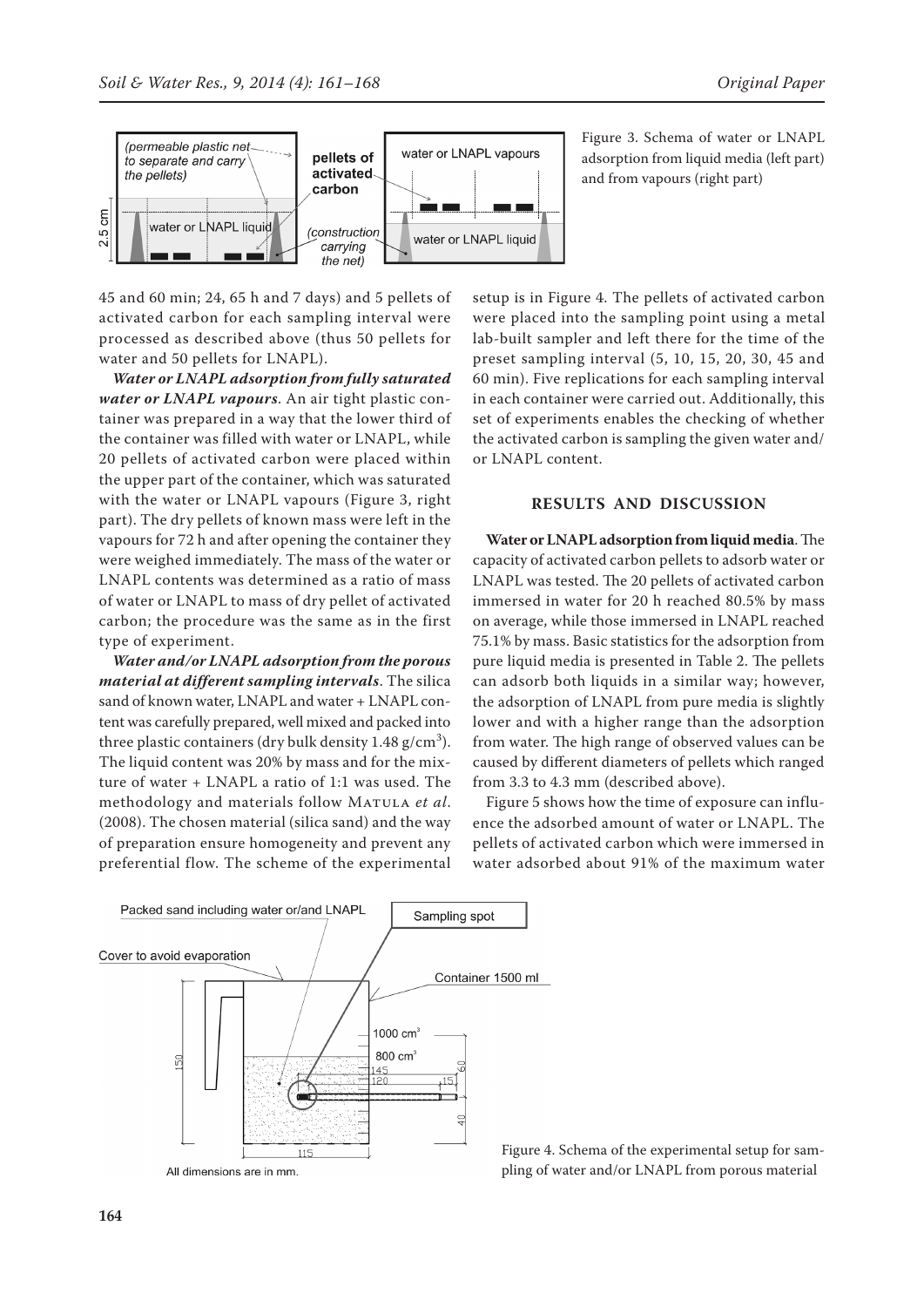Figure 3. Schema of water or LNAPL adsorption from liquid media (left part) and from vapours (right part)

45 and 60 min; 24, 65 h and 7 days) and 5 pellets of activated carbon for each sampling interval were processed as described above (thus 50 pellets for water and 50 pellets for LNAPL).

***Water or LNAPL adsorption from fully saturated water or LNAPL vapours***. An air tight plastic container was prepared in a way that the lower third of the container was filled with water or LNAPL, while 20 pellets of activated carbon were placed within the upper part of the container, which was saturated with the water or LNAPL vapours (Figure 3, right part). The dry pellets of known mass were left in the vapours for 72 h and after opening the container they were weighed immediately. The mass of the water or LNAPL contents was determined as a ratio of mass of water or LNAPL to mass of dry pellet of activated carbon; the procedure was the same as in the first type of experiment.

***Water and/or LNAPL adsorption from the porous material at different sampling intervals***. The silica sand of known water, LNAPL and water + LNAPL content was carefully prepared, well mixed and packed into three plastic containers (dry bulk density 1.48 g/cm$^3$). The liquid content was 20% by mass and for the mixture of water + LNAPL a ratio of 1:1 was used. The methodology and materials follow Matula *et al*. (2008). The chosen material (silica sand) and the way of preparation ensure homogeneity and prevent any preferential flow. The scheme of the experimental setup is in Figure 4. The pellets of activated carbon were placed into the sampling point using a metal lab-built sampler and left there for the time of the preset sampling interval (5, 10, 15, 20, 30, 45 and 60 min). Five replications for each sampling interval in each container were carried out. Additionally, this set of experiments enables the checking of whether the activated carbon is sampling the given water and/or LNAPL content.

## RESULTS AND DISCUSSION

**Water or LNAPL adsorption from liquid media**. The capacity of activated carbon pellets to adsorb water or LNAPL was tested. The 20 pellets of activated carbon immersed in water for 20 h reached 80.5% by mass on average, while those immersed in LNAPL reached 75.1% by mass. Basic statistics for the adsorption from pure liquid media is presented in Table 2. The pellets can adsorb both liquids in a similar way; however, the adsorption of LNAPL from pure media is slightly lower and with a higher range than the adsorption from water. The high range of observed values can be caused by different diameters of pellets which ranged from 3.3 to 4.3 mm (described above).

Figure 5 shows how the time of exposure can influence the adsorbed amount of water or LNAPL. The pellets of activated carbon which were immersed in water adsorbed about 91% of the maximum water

Figure 4. Schema of the experimental setup for sampling of water and/or LNAPL from porous material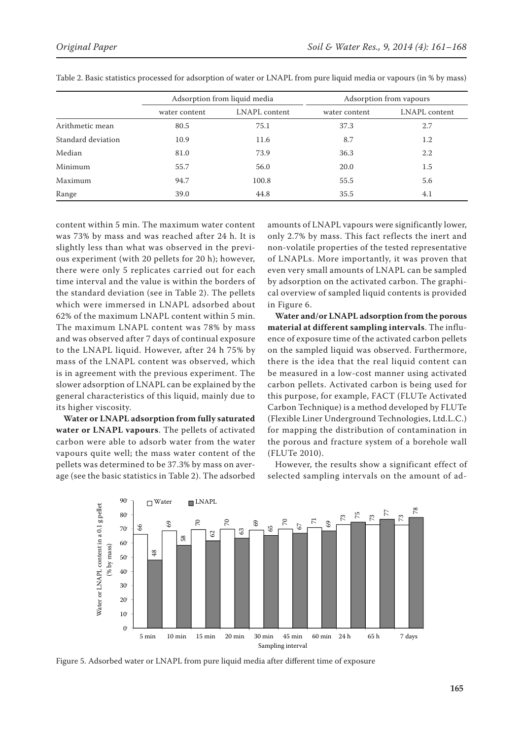Table 2. Basic statistics processed for adsorption of water or LNAPL from pure liquid media or vapours (in % by mass)

| | Adsorption from liquid media | | Adsorption from vapours | |
|---|---|---|---|---|
| | water content | LNAPL content | water content | LNAPL content |
| Arithmetic mean | 80.5 | 75.1 | 37.3 | 2.7 |
| Standard deviation | 10.9 | 11.6 | 8.7 | 1.2 |
| Median | 81.0 | 73.9 | 36.3 | 2.2 |
| Minimum | 55.7 | 56.0 | 20.0 | 1.5 |
| Maximum | 94.7 | 100.8 | 55.5 | 5.6 |
| Range | 39.0 | 44.8 | 35.5 | 4.1 |

content within 5 min. The maximum water content was 73% by mass and was reached after 24 h. It is slightly less than what was observed in the previous experiment (with 20 pellets for 20 h); however, there were only 5 replicates carried out for each time interval and the value is within the borders of the standard deviation (see in Table 2). The pellets which were immersed in LNAPL adsorbed about 62% of the maximum LNAPL content within 5 min. The maximum LNAPL content was 78% by mass and was observed after 7 days of continual exposure to the LNAPL liquid. However, after 24 h 75% by mass of the LNAPL content was observed, which is in agreement with the previous experiment. The slower adsorption of LNAPL can be explained by the general characteristics of this liquid, mainly due to its higher viscosity.

**Water or LNAPL adsorption from fully saturated water or LNAPL vapours**. The pellets of activated carbon were able to adsorb water from the water vapours quite well; the mass water content of the pellets was determined to be 37.3% by mass on average (see the basic statistics in Table 2). The adsorbed amounts of LNAPL vapours were significantly lower, only 2.7% by mass. This fact reflects the inert and non-volatile properties of the tested representative of LNAPLs. More importantly, it was proven that even very small amounts of LNAPL can be sampled by adsorption on the activated carbon. The graphical overview of sampled liquid contents is provided in Figure 6.

**Water and/or LNAPL adsorption from the porous material at different sampling intervals**. The influence of exposure time of the activated carbon pellets on the sampled liquid was observed. Furthermore, there is the idea that the real liquid content can be measured in a low-cost manner using activated carbon pellets. Activated carbon is being used for this purpose, for example, FACT (FLUTe Activated Carbon Technique) is a method developed by FLUTe (Flexible Liner Underground Technologies, Ltd.L.C.) for mapping the distribution of contamination in the porous and fracture system of a borehole wall (FLUTe 2010).

However, the results show a significant effect of selected sampling intervals on the amount of ad-

Figure 5. Adsorbed water or LNAPL from pure liquid media after different time of exposure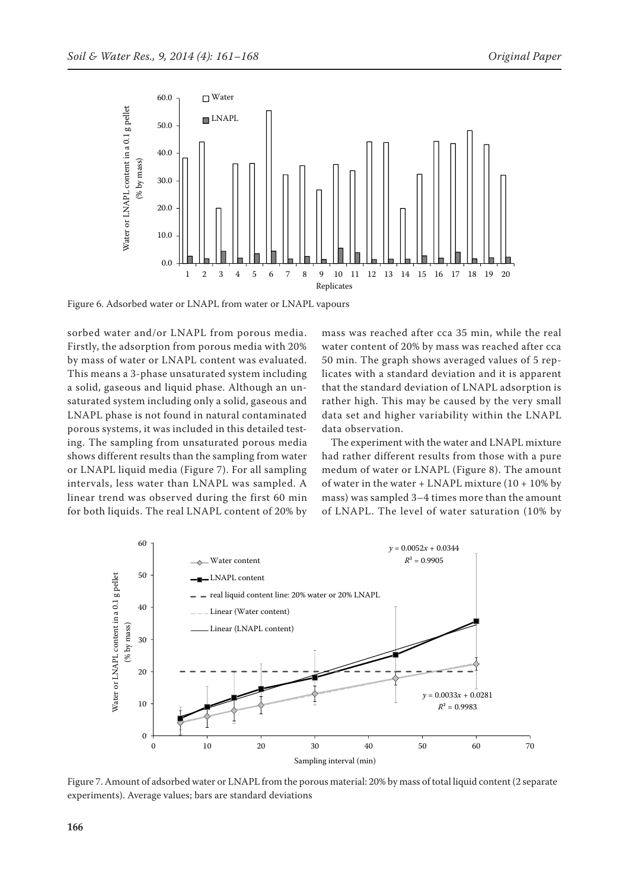Figure 6. Adsorbed water or LNAPL from water or LNAPL vapours

sorbed water and/or LNAPL from porous media. Firstly, the adsorption from porous media with 20% by mass of water or LNAPL content was evaluated. This means a 3-phase unsaturated system including a solid, gaseous and liquid phase. Although an unsaturated system including only a solid, gaseous and LNAPL phase is not found in natural contaminated porous systems, it was included in this detailed testing. The sampling from unsaturated porous media shows different results than the sampling from water or LNAPL liquid media (Figure 7). For all sampling intervals, less water than LNAPL was sampled. A linear trend was observed during the first 60 min for both liquids. The real LNAPL content of 20% by mass was reached after cca 35 min, while the real water content of 20% by mass was reached after cca 50 min. The graph shows averaged values of 5 replicates with a standard deviation and it is apparent that the standard deviation of LNAPL adsorption is rather high. This may be caused by the very small data set and higher variability within the LNAPL data observation.

The experiment with the water and LNAPL mixture had rather different results from those with a pure medum of water or LNAPL (Figure 8). The amount of water in the water + LNAPL mixture (10 + 10% by mass) was sampled 3–4 times more than the amount of LNAPL. The level of water saturation (10% by

Figure 7. Amount of adsorbed water or LNAPL from the porous material: 20% by mass of total liquid content (2 separate experiments). Average values; bars are standard deviations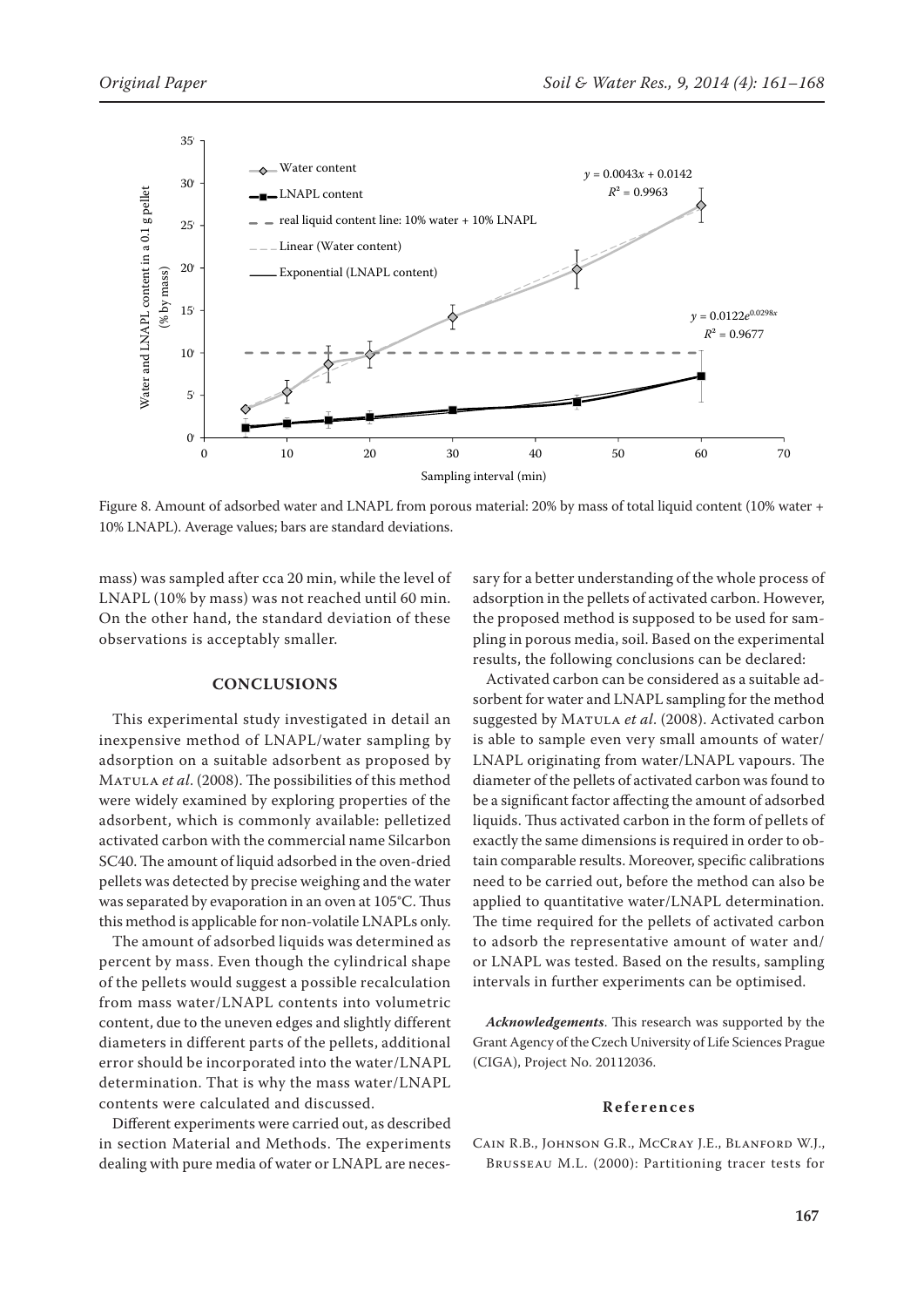Figure 8. Amount of adsorbed water and LNAPL from porous material: 20% by mass of total liquid content (10% water + 10% LNAPL). Average values; bars are standard deviations.

mass) was sampled after cca 20 min, while the level of LNAPL (10% by mass) was not reached until 60 min. On the other hand, the standard deviation of these observations is acceptably smaller.

## CONCLUSIONS

This experimental study investigated in detail an inexpensive method of LNAPL/water sampling by adsorption on a suitable adsorbent as proposed by Matula *et al*. (2008). The possibilities of this method were widely examined by exploring properties of the adsorbent, which is commonly available: pelletized activated carbon with the commercial name Silcarbon SC40. The amount of liquid adsorbed in the oven-dried pellets was detected by precise weighing and the water was separated by evaporation in an oven at 105°C. Thus this method is applicable for non-volatile LNAPLs only.

The amount of adsorbed liquids was determined as percent by mass. Even though the cylindrical shape of the pellets would suggest a possible recalculation from mass water/LNAPL contents into volumetric content, due to the uneven edges and slightly different diameters in different parts of the pellets, additional error should be incorporated into the water/LNAPL determination. That is why the mass water/LNAPL contents were calculated and discussed.

Different experiments were carried out, as described in section Material and Methods. The experiments dealing with pure media of water or LNAPL are necessary for a better understanding of the whole process of adsorption in the pellets of activated carbon. However, the proposed method is supposed to be used for sampling in porous media, soil. Based on the experimental results, the following conclusions can be declared:

Activated carbon can be considered as a suitable adsorbent for water and LNAPL sampling for the method suggested by Matula *et al*. (2008). Activated carbon is able to sample even very small amounts of water/LNAPL originating from water/LNAPL vapours. The diameter of the pellets of activated carbon was found to be a significant factor affecting the amount of adsorbed liquids. Thus activated carbon in the form of pellets of exactly the same dimensions is required in order to obtain comparable results. Moreover, specific calibrations need to be carried out, before the method can also be applied to quantitative water/LNAPL determination. The time required for the pellets of activated carbon to adsorb the representative amount of water and/or LNAPL was tested. Based on the results, sampling intervals in further experiments can be optimised.

***Acknowledgements***. This research was supported by the Grant Agency of the Czech University of Life Sciences Prague (CIGA), Project No. 20112036.

## References

Cain R.B., Johnson G.R., McCray J.E., Blanford W.J., Brusseau M.L. (2000): Partitioning tracer tests for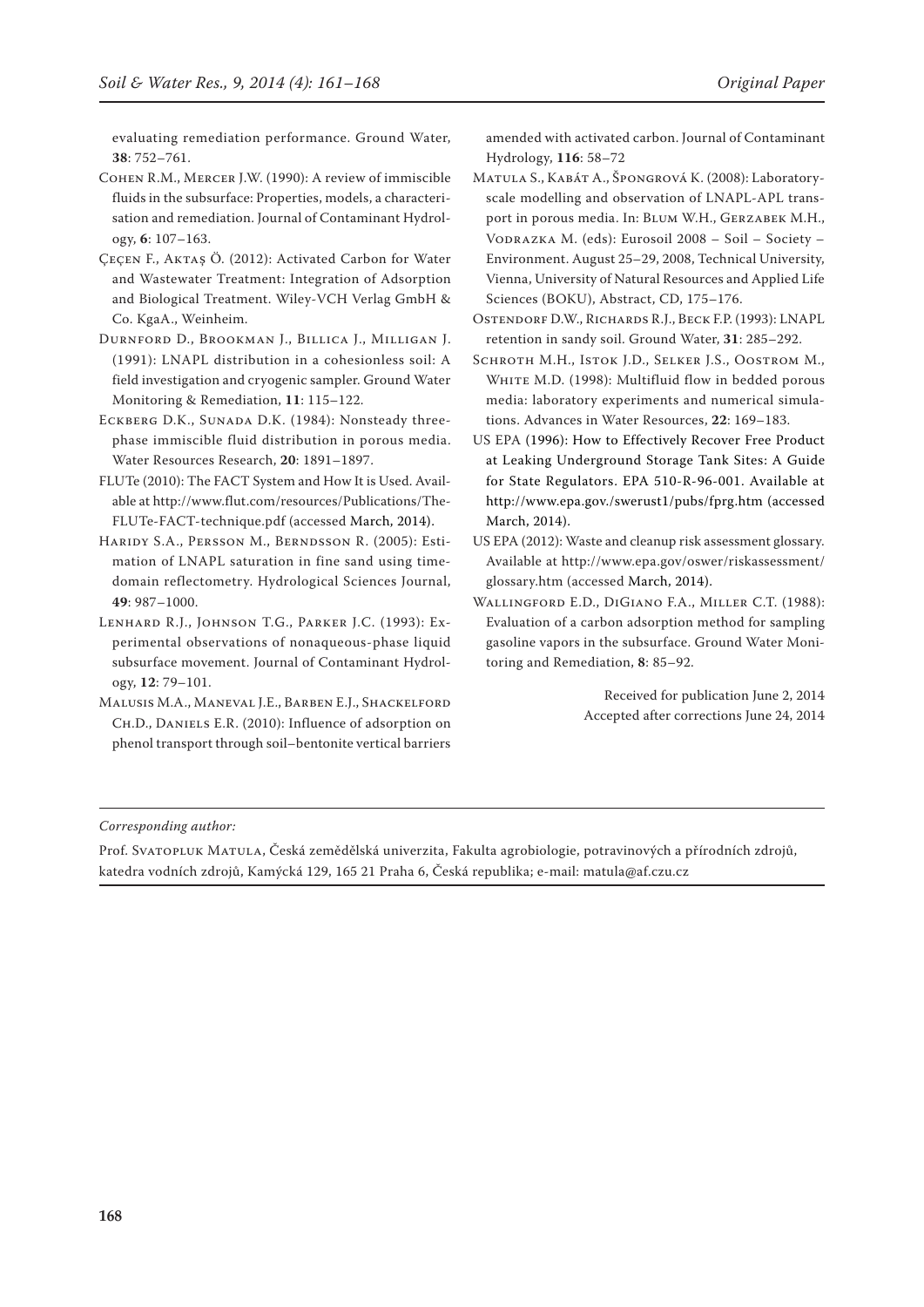evaluating remediation performance. Ground Water, **38**: 752–761.

Cohen R.M., Mercer J.W. (1990): A review of immiscible fluids in the subsurface: Properties, models, a characterisation and remediation. Journal of Contaminant Hydrology, **6**: 107–163.

Çeçen F., Aktaş Ö. (2012): Activated Carbon for Water and Wastewater Treatment: Integration of Adsorption and Biological Treatment. Wiley-VCH Verlag GmbH & Co. KgaA., Weinheim.

Durnford D., Brookman J., Billica J., Milligan J. (1991): LNAPL distribution in a cohesionless soil: A field investigation and cryogenic sampler. Ground Water Monitoring & Remediation, **11**: 115–122.

Eckberg D.K., Sunada D.K. (1984): Nonsteady three-phase immiscible fluid distribution in porous media. Water Resources Research, **20**: 1891–1897.

FLUTe (2010): The FACT System and How It is Used. Available at http://www.flut.com/resources/Publications/The-FLUTe-FACT-technique.pdf (accessed March, 2014).

Haridy S.A., Persson M., Berndsson R. (2005): Estimation of LNAPL saturation in fine sand using time-domain reflectometry. Hydrological Sciences Journal, **49**: 987–1000.

Lenhard R.J., Johnson T.G., Parker J.C. (1993): Experimental observations of nonaqueous-phase liquid subsurface movement. Journal of Contaminant Hydrology, **12**: 79–101.

Malusis M.A., Maneval J.E., Barben E.J., Shackelford Ch.D., Daniels E.R. (2010): Influence of adsorption on phenol transport through soil–bentonite vertical barriers amended with activated carbon. Journal of Contaminant Hydrology, **116**: 58–72

Matula S., Kabát A., Špongrová K. (2008): Laboratory-scale modelling and observation of LNAPL-APL transport in porous media. In: Blum W.H., Gerzabek M.H., Vodrazka M. (eds): Eurosoil 2008 – Soil – Society – Environment. August 25–29, 2008, Technical University, Vienna, University of Natural Resources and Applied Life Sciences (BOKU), Abstract, CD, 175–176.

Ostendorf D.W., Richards R.J., Beck F.P. (1993): LNAPL retention in sandy soil. Ground Water, **31**: 285–292.

Schroth M.H., Istok J.D., Selker J.S., Oostrom M., White M.D. (1998): Multifluid flow in bedded porous media: laboratory experiments and numerical simulations. Advances in Water Resources, **22**: 169–183.

US EPA (1996): How to Effectively Recover Free Product at Leaking Underground Storage Tank Sites: A Guide for State Regulators. EPA 510-R-96-001. Available at http://www.epa.gov./swerust1/pubs/fprg.htm (accessed March, 2014).

US EPA (2012): Waste and cleanup risk assessment glossary. Available at http://www.epa.gov/oswer/riskassessment/glossary.htm (accessed March, 2014).

Wallingford E.D., DiGiano F.A., Miller C.T. (1988): Evaluation of a carbon adsorption method for sampling gasoline vapors in the subsurface. Ground Water Monitoring and Remediation, **8**: 85–92.

Received for publication June 2, 2014
Accepted after corrections June 24, 2014

*Corresponding author:*

Prof. Svatopluk Matula, Česká zemědělská univerzita, Fakulta agrobiologie, potravinových a přírodních zdrojů, katedra vodních zdrojů, Kamýcká 129, 165 21 Praha 6, Česká republika; e-mail: matula@af.czu.cz